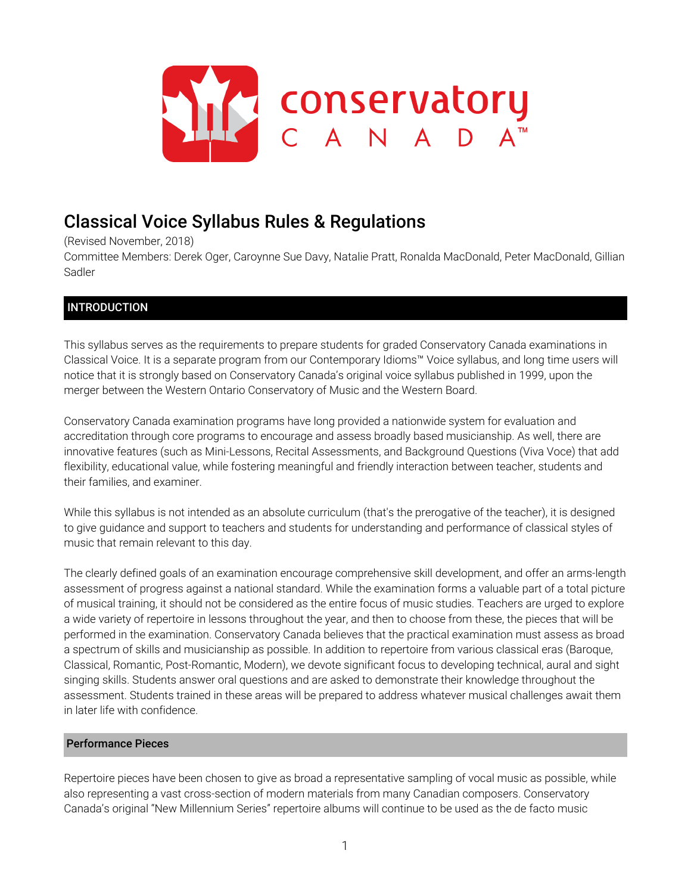# Classical Voice Syllabus Rules & Regulations

(Revised November, 2018)
Committee Members: Derek Oger, Caroynne Sue Davy, Natalie Pratt, Ronalda MacDonald, Peter MacDonald, Gillian Sadler

## INTRODUCTION

This syllabus serves as the requirements to prepare students for graded Conservatory Canada examinations in Classical Voice. It is a separate program from our Contemporary Idioms™ Voice syllabus, and long time users will notice that it is strongly based on Conservatory Canada's original voice syllabus published in 1999, upon the merger between the Western Ontario Conservatory of Music and the Western Board.

Conservatory Canada examination programs have long provided a nationwide system for evaluation and accreditation through core programs to encourage and assess broadly based musicianship. As well, there are innovative features (such as Mini-Lessons, Recital Assessments, and Background Questions (Viva Voce) that add flexibility, educational value, while fostering meaningful and friendly interaction between teacher, students and their families, and examiner.

While this syllabus is not intended as an absolute curriculum (that's the prerogative of the teacher), it is designed to give guidance and support to teachers and students for understanding and performance of classical styles of music that remain relevant to this day.

The clearly defined goals of an examination encourage comprehensive skill development, and offer an arms-length assessment of progress against a national standard. While the examination forms a valuable part of a total picture of musical training, it should not be considered as the entire focus of music studies. Teachers are urged to explore a wide variety of repertoire in lessons throughout the year, and then to choose from these, the pieces that will be performed in the examination. Conservatory Canada believes that the practical examination must assess as broad a spectrum of skills and musicianship as possible. In addition to repertoire from various classical eras (Baroque, Classical, Romantic, Post-Romantic, Modern), we devote significant focus to developing technical, aural and sight singing skills. Students answer oral questions and are asked to demonstrate their knowledge throughout the assessment. Students trained in these areas will be prepared to address whatever musical challenges await them in later life with confidence.

### Performance Pieces

Repertoire pieces have been chosen to give as broad a representative sampling of vocal music as possible, while also representing a vast cross-section of modern materials from many Canadian composers. Conservatory Canada's original "New Millennium Series" repertoire albums will continue to be used as the de facto music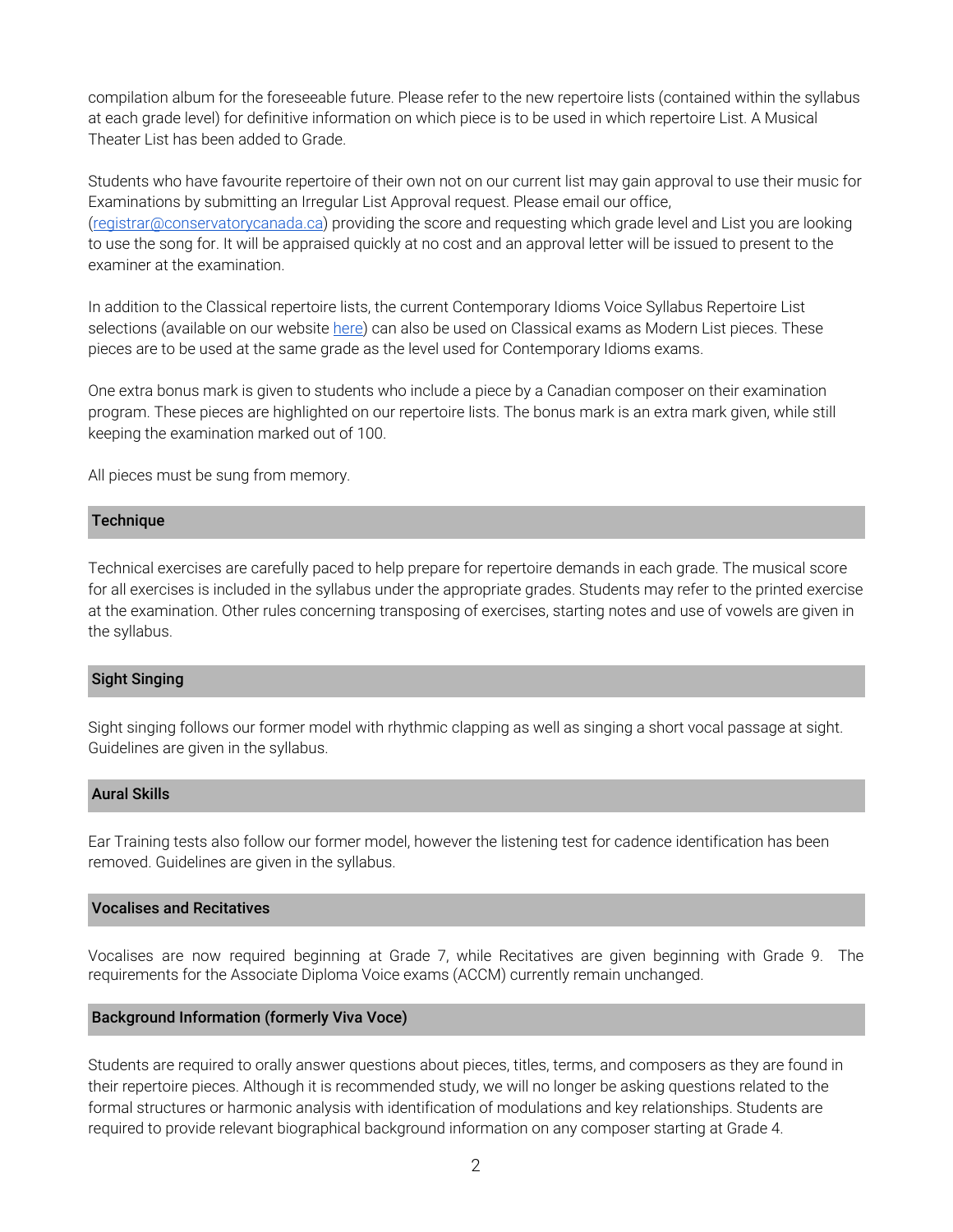compilation album for the foreseeable future. Please refer to the new repertoire lists (contained within the syllabus at each grade level) for definitive information on which piece is to be used in which repertoire List. A Musical Theater List has been added to Grade.

Students who have favourite repertoire of their own not on our current list may gain approval to use their music for Examinations by submitting an Irregular List Approval request. Please email our office, (registrar@conservatorycanada.ca) providing the score and requesting which grade level and List you are looking to use the song for. It will be appraised quickly at no cost and an approval letter will be issued to present to the examiner at the examination.

In addition to the Classical repertoire lists, the current Contemporary Idioms Voice Syllabus Repertoire List selections (available on our website here) can also be used on Classical exams as Modern List pieces. These pieces are to be used at the same grade as the level used for Contemporary Idioms exams.

One extra bonus mark is given to students who include a piece by a Canadian composer on their examination program. These pieces are highlighted on our repertoire lists. The bonus mark is an extra mark given, while still keeping the examination marked out of 100.

All pieces must be sung from memory.

## Technique

Technical exercises are carefully paced to help prepare for repertoire demands in each grade. The musical score for all exercises is included in the syllabus under the appropriate grades. Students may refer to the printed exercise at the examination. Other rules concerning transposing of exercises, starting notes and use of vowels are given in the syllabus.

## Sight Singing

Sight singing follows our former model with rhythmic clapping as well as singing a short vocal passage at sight. Guidelines are given in the syllabus.

## Aural Skills

Ear Training tests also follow our former model, however the listening test for cadence identification has been removed. Guidelines are given in the syllabus.

## Vocalises and Recitatives

Vocalises are now required beginning at Grade 7, while Recitatives are given beginning with Grade 9. The requirements for the Associate Diploma Voice exams (ACCM) currently remain unchanged.

## Background Information (formerly Viva Voce)

Students are required to orally answer questions about pieces, titles, terms, and composers as they are found in their repertoire pieces. Although it is recommended study, we will no longer be asking questions related to the formal structures or harmonic analysis with identification of modulations and key relationships. Students are required to provide relevant biographical background information on any composer starting at Grade 4.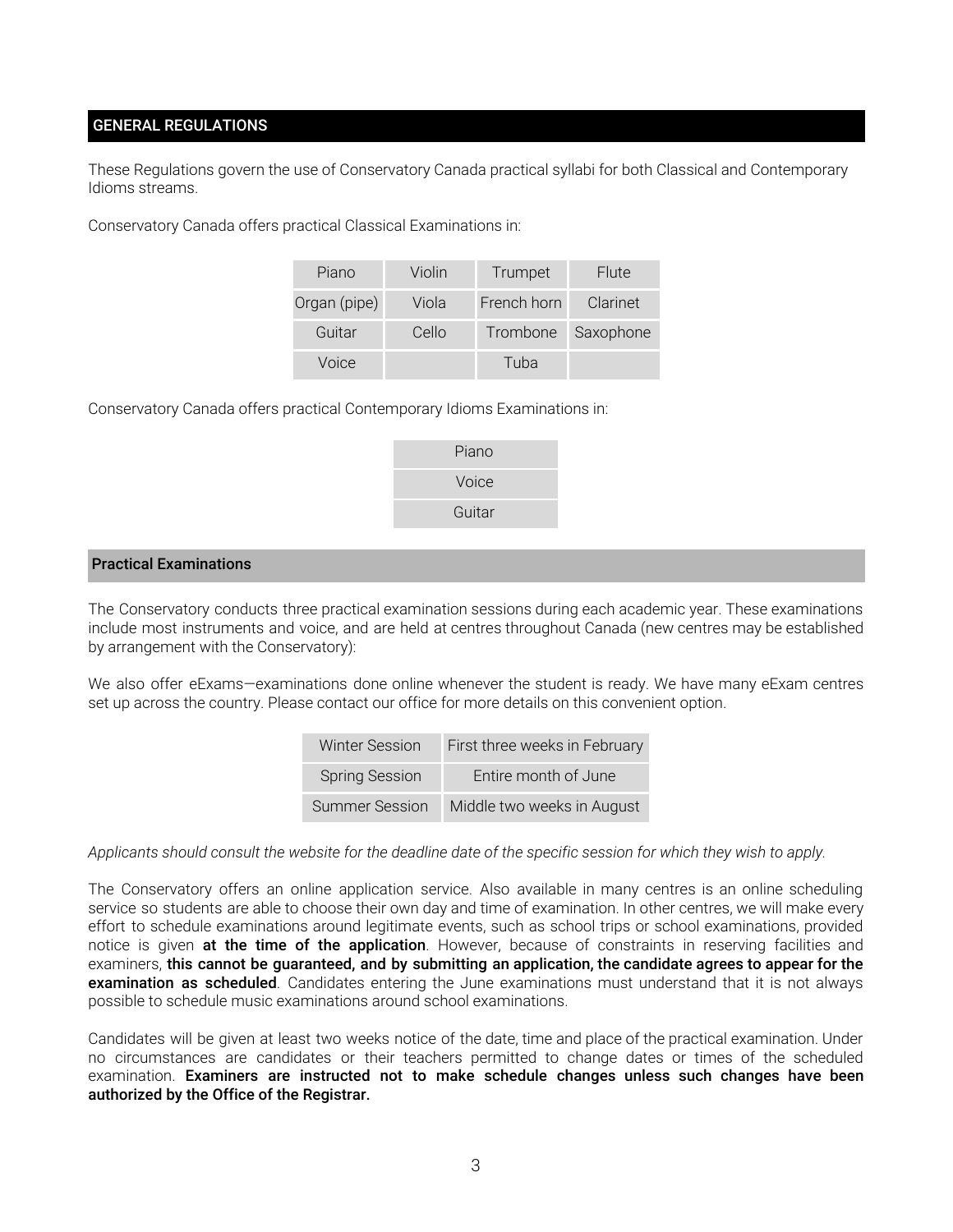## GENERAL REGULATIONS

These Regulations govern the use of Conservatory Canada practical syllabi for both Classical and Contemporary Idioms streams.

Conservatory Canada offers practical Classical Examinations in:

| Piano | Violin | Trumpet | Flute |
|---|---|---|---|
| Organ (pipe) | Viola | French horn | Clarinet |
| Guitar | Cello | Trombone | Saxophone |
| Voice | | Tuba | |

Conservatory Canada offers practical Contemporary Idioms Examinations in:

| Piano |
|---|
| Voice |
| Guitar |

### Practical Examinations

The Conservatory conducts three practical examination sessions during each academic year. These examinations include most instruments and voice, and are held at centres throughout Canada (new centres may be established by arrangement with the Conservatory):

We also offer eExams—examinations done online whenever the student is ready. We have many eExam centres set up across the country. Please contact our office for more details on this convenient option.

| Winter Session | First three weeks in February |
|---|---|
| Spring Session | Entire month of June |
| Summer Session | Middle two weeks in August |

*Applicants should consult the website for the deadline date of the specific session for which they wish to apply.*

The Conservatory offers an online application service. Also available in many centres is an online scheduling service so students are able to choose their own day and time of examination. In other centres, we will make every effort to schedule examinations around legitimate events, such as school trips or school examinations, provided notice is given **at the time of the application**. However, because of constraints in reserving facilities and examiners, **this cannot be guaranteed, and by submitting an application, the candidate agrees to appear for the examination as scheduled**. Candidates entering the June examinations must understand that it is not always possible to schedule music examinations around school examinations.

Candidates will be given at least two weeks notice of the date, time and place of the practical examination. Under no circumstances are candidates or their teachers permitted to change dates or times of the scheduled examination. **Examiners are instructed not to make schedule changes unless such changes have been authorized by the Office of the Registrar.**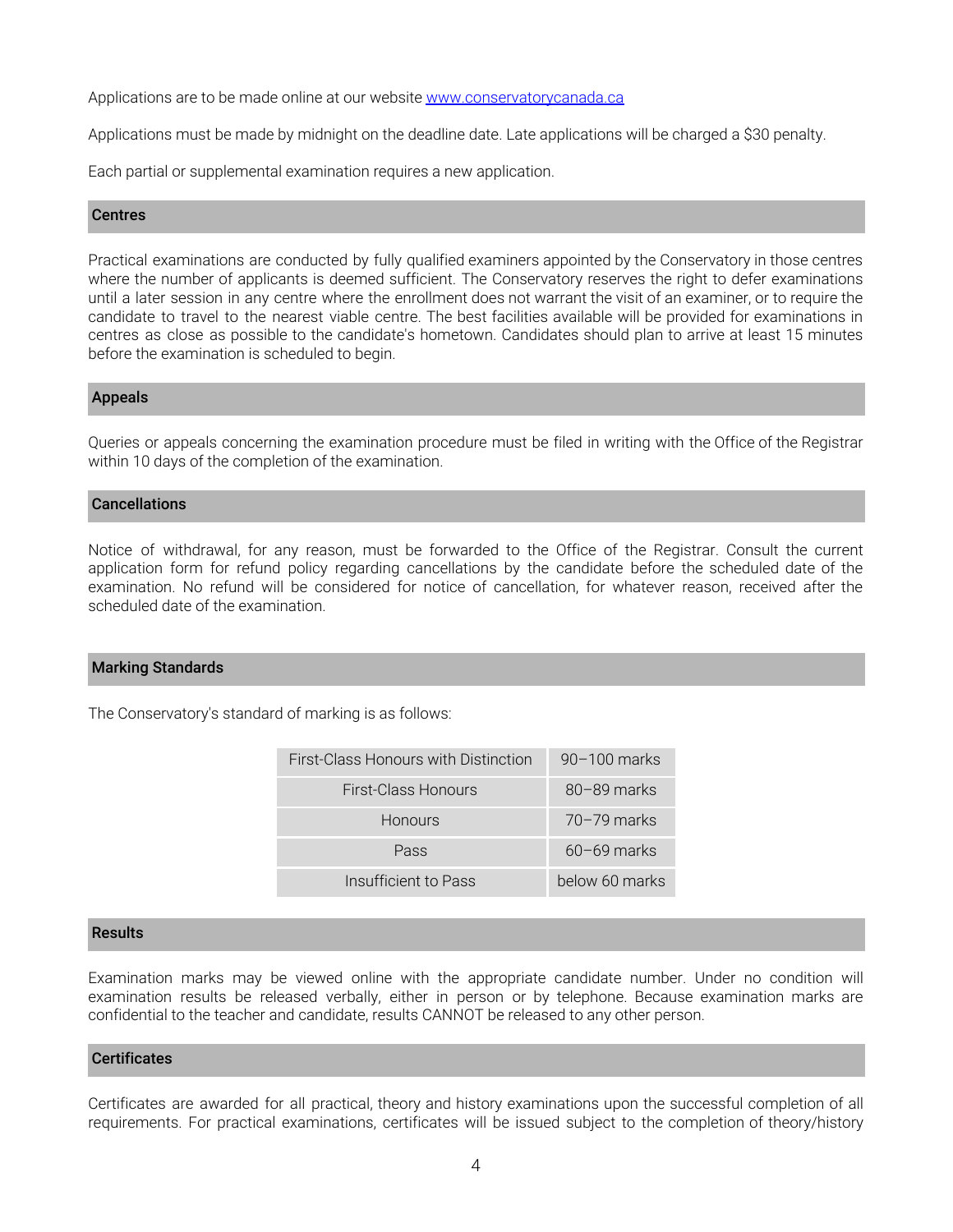Applications are to be made online at our website [www.conservatorycanada.ca](http://www.conservatorycanada.ca)

Applications must be made by midnight on the deadline date. Late applications will be charged a $30 penalty.

Each partial or supplemental examination requires a new application.

## Centres

Practical examinations are conducted by fully qualified examiners appointed by the Conservatory in those centres where the number of applicants is deemed sufficient. The Conservatory reserves the right to defer examinations until a later session in any centre where the enrollment does not warrant the visit of an examiner, or to require the candidate to travel to the nearest viable centre. The best facilities available will be provided for examinations in centres as close as possible to the candidate's hometown. Candidates should plan to arrive at least 15 minutes before the examination is scheduled to begin.

## Appeals

Queries or appeals concerning the examination procedure must be filed in writing with the Office of the Registrar within 10 days of the completion of the examination.

## Cancellations

Notice of withdrawal, for any reason, must be forwarded to the Office of the Registrar. Consult the current application form for refund policy regarding cancellations by the candidate before the scheduled date of the examination. No refund will be considered for notice of cancellation, for whatever reason, received after the scheduled date of the examination.

## Marking Standards

The Conservatory's standard of marking is as follows:

| | |
|---|---|
| First-Class Honours with Distinction | 90–100 marks |
| First-Class Honours | 80–89 marks |
| Honours | 70–79 marks |
| Pass | 60–69 marks |
| Insufficient to Pass | below 60 marks |

## Results

Examination marks may be viewed online with the appropriate candidate number. Under no condition will examination results be released verbally, either in person or by telephone. Because examination marks are confidential to the teacher and candidate, results CANNOT be released to any other person.

## Certificates

Certificates are awarded for all practical, theory and history examinations upon the successful completion of all requirements. For practical examinations, certificates will be issued subject to the completion of theory/history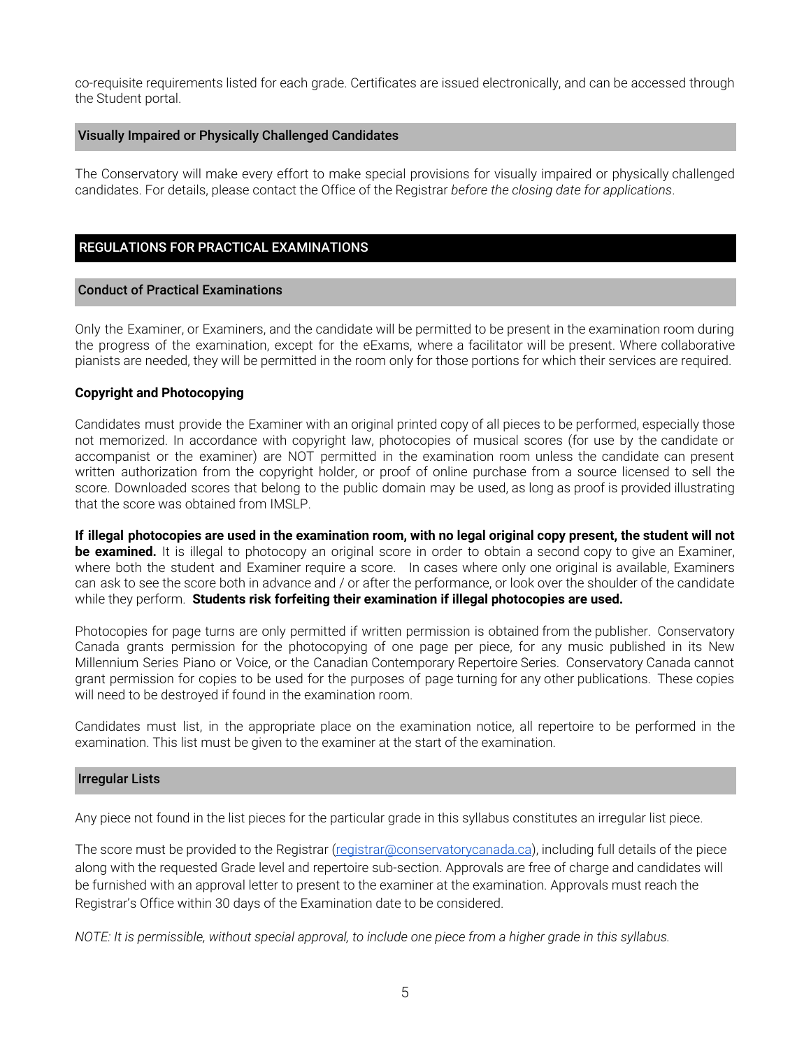co-requisite requirements listed for each grade. Certificates are issued electronically, and can be accessed through the Student portal.

### Visually Impaired or Physically Challenged Candidates

The Conservatory will make every effort to make special provisions for visually impaired or physically challenged candidates. For details, please contact the Office of the Registrar *before the closing date for applications*.

## REGULATIONS FOR PRACTICAL EXAMINATIONS

### Conduct of Practical Examinations

Only the Examiner, or Examiners, and the candidate will be permitted to be present in the examination room during the progress of the examination, except for the eExams, where a facilitator will be present. Where collaborative pianists are needed, they will be permitted in the room only for those portions for which their services are required.

**Copyright and Photocopying**

Candidates must provide the Examiner with an original printed copy of all pieces to be performed, especially those not memorized. In accordance with copyright law, photocopies of musical scores (for use by the candidate or accompanist or the examiner) are NOT permitted in the examination room unless the candidate can present written authorization from the copyright holder, or proof of online purchase from a source licensed to sell the score. Downloaded scores that belong to the public domain may be used, as long as proof is provided illustrating that the score was obtained from IMSLP.

**If illegal photocopies are used in the examination room, with no legal original copy present, the student will not be examined.** It is illegal to photocopy an original score in order to obtain a second copy to give an Examiner, where both the student and Examiner require a score. In cases where only one original is available, Examiners can ask to see the score both in advance and / or after the performance, or look over the shoulder of the candidate while they perform. **Students risk forfeiting their examination if illegal photocopies are used.**

Photocopies for page turns are only permitted if written permission is obtained from the publisher. Conservatory Canada grants permission for the photocopying of one page per piece, for any music published in its New Millennium Series Piano or Voice, or the Canadian Contemporary Repertoire Series. Conservatory Canada cannot grant permission for copies to be used for the purposes of page turning for any other publications. These copies will need to be destroyed if found in the examination room.

Candidates must list, in the appropriate place on the examination notice, all repertoire to be performed in the examination. This list must be given to the examiner at the start of the examination.

### Irregular Lists

Any piece not found in the list pieces for the particular grade in this syllabus constitutes an irregular list piece.

The score must be provided to the Registrar (registrar@conservatorycanada.ca), including full details of the piece along with the requested Grade level and repertoire sub-section. Approvals are free of charge and candidates will be furnished with an approval letter to present to the examiner at the examination. Approvals must reach the Registrar's Office within 30 days of the Examination date to be considered.

*NOTE: It is permissible, without special approval, to include one piece from a higher grade in this syllabus.*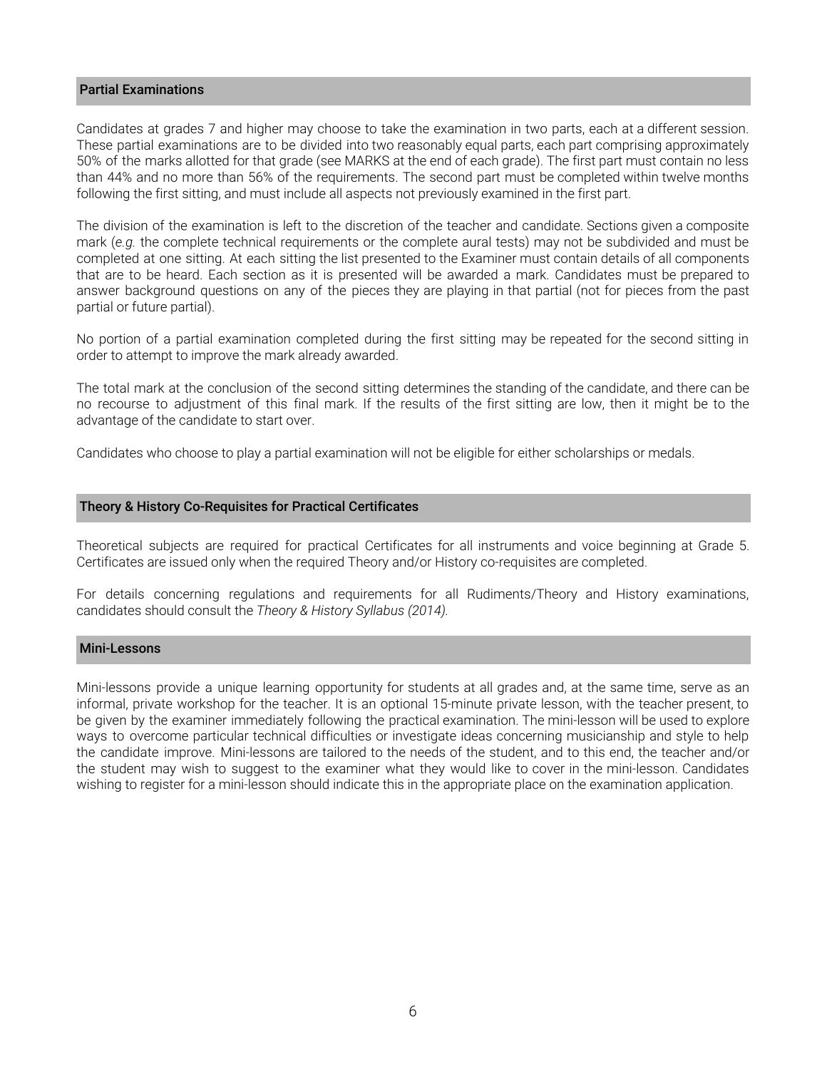## Partial Examinations

Candidates at grades 7 and higher may choose to take the examination in two parts, each at a different session. These partial examinations are to be divided into two reasonably equal parts, each part comprising approximately 50% of the marks allotted for that grade (see MARKS at the end of each grade). The first part must contain no less than 44% and no more than 56% of the requirements. The second part must be completed within twelve months following the first sitting, and must include all aspects not previously examined in the first part.

The division of the examination is left to the discretion of the teacher and candidate. Sections given a composite mark (*e.g.* the complete technical requirements or the complete aural tests) may not be subdivided and must be completed at one sitting. At each sitting the list presented to the Examiner must contain details of all components that are to be heard. Each section as it is presented will be awarded a mark. Candidates must be prepared to answer background questions on any of the pieces they are playing in that partial (not for pieces from the past partial or future partial).

No portion of a partial examination completed during the first sitting may be repeated for the second sitting in order to attempt to improve the mark already awarded.

The total mark at the conclusion of the second sitting determines the standing of the candidate, and there can be no recourse to adjustment of this final mark. If the results of the first sitting are low, then it might be to the advantage of the candidate to start over.

Candidates who choose to play a partial examination will not be eligible for either scholarships or medals.

## Theory & History Co-Requisites for Practical Certificates

Theoretical subjects are required for practical Certificates for all instruments and voice beginning at Grade 5. Certificates are issued only when the required Theory and/or History co-requisites are completed.

For details concerning regulations and requirements for all Rudiments/Theory and History examinations, candidates should consult the *Theory & History Syllabus (2014).*

## Mini-Lessons

Mini-lessons provide a unique learning opportunity for students at all grades and, at the same time, serve as an informal, private workshop for the teacher. It is an optional 15-minute private lesson, with the teacher present, to be given by the examiner immediately following the practical examination. The mini-lesson will be used to explore ways to overcome particular technical difficulties or investigate ideas concerning musicianship and style to help the candidate improve. Mini-lessons are tailored to the needs of the student, and to this end, the teacher and/or the student may wish to suggest to the examiner what they would like to cover in the mini-lesson. Candidates wishing to register for a mini-lesson should indicate this in the appropriate place on the examination application.